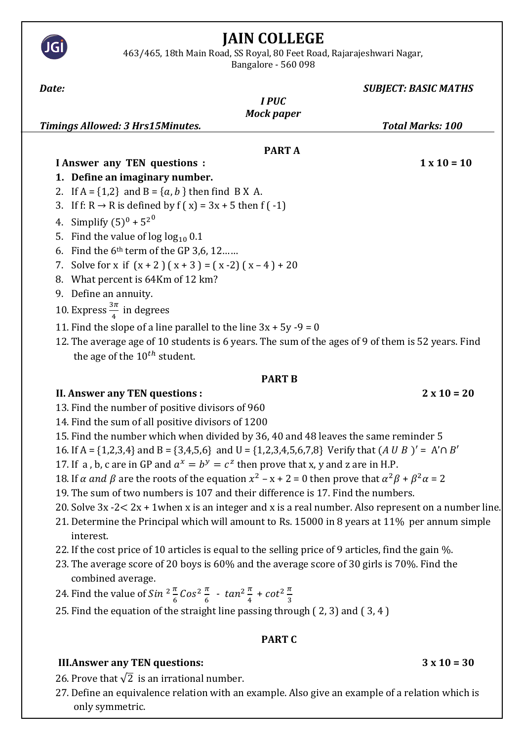# JAIN COLLEGE

463/465, 18th Main Road, SS Royal, 80 Feet Road, Rajarajeshwari Nagar, Bangalore - 560 098

***Date:*** ***SUBJECT: BASIC MATHS***

***I PUC***

***Mock paper***

***Timings Allowed: 3 Hrs15Minutes.*** ***Total Marks: 100***

## PART A

**I Answer any TEN questions :** **1 x 10 = 10**

1. **Define an imaginary number.**
2. If A = {1,2} and B = $\{a, b\}$ then find B X A.
3. If f: R → R is defined by f ( x) = 3x + 5 then f ( -1)
4. Simplify $(5)^0 + 5^{2^0}$
5. Find the value of log $\log_{10} 0.1$
6. Find the 6th term of the GP 3,6, 12……
7. Solve for x if (x + 2 ) ( x + 3 ) = ( x -2) ( x – 4 ) + 20
8. What percent is 64Km of 12 km?
9. Define an annuity.
10. Express $\frac{3\pi}{4}$ in degrees
11. Find the slope of a line parallel to the line 3x + 5y -9 = 0
12. The average age of 10 students is 6 years. The sum of the ages of 9 of them is 52 years. Find the age of the $10^{th}$ student.

## PART B

**II. Answer any TEN questions :** **2 x 10 = 20**

13. Find the number of positive divisors of 960
14. Find the sum of all positive divisors of 1200
15. Find the number which when divided by 36, 40 and 48 leaves the same reminder 5
16. If A = {1,2,3,4} and B = {3,4,5,6} and U = {1,2,3,4,5,6,7,8} Verify that $(A \cup B)' = A' \cap B'$
17. If a , b, c are in GP and $a^x = b^y = c^z$ then prove that x, y and z are in H.P.
18. If $\alpha$ and $\beta$ are the roots of the equation $x^2 - x + 2 = 0$ then prove that $\alpha^2\beta + \beta^2\alpha = 2$
19. The sum of two numbers is 107 and their difference is 17. Find the numbers.
20. Solve 3x -2< 2x + 1when x is an integer and x is a real number. Also represent on a number line.
21. Determine the Principal which will amount to Rs. 15000 in 8 years at 11% per annum simple interest.
22. If the cost price of 10 articles is equal to the selling price of 9 articles, find the gain %.
23. The average score of 20 boys is 60% and the average score of 30 girls is 70%. Find the combined average.
24. Find the value of $Sin^2\frac{\pi}{6}Cos^2\frac{\pi}{6} - tan^2\frac{\pi}{4} + cot^2\frac{\pi}{3}$
25. Find the equation of the straight line passing through ( 2, 3) and ( 3, 4 )

## PART C

**III.Answer any TEN questions:** **3 x 10 = 30**

26. Prove that $\sqrt{2}$ is an irrational number.
27. Define an equivalence relation with an example. Also give an example of a relation which is only symmetric.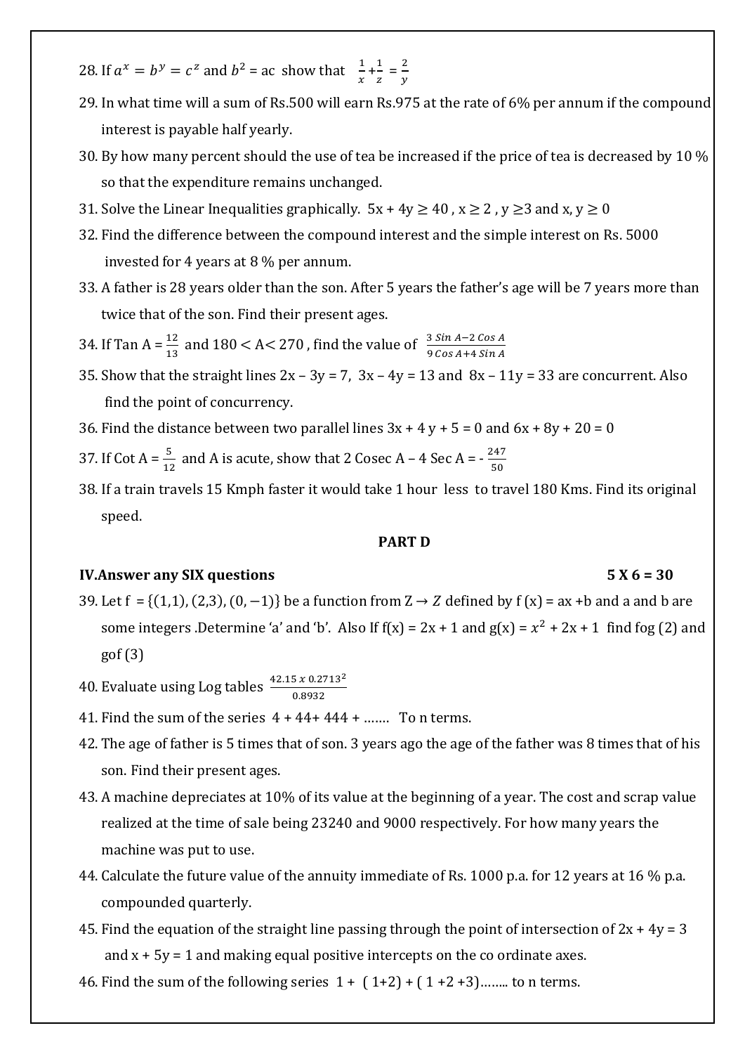28. If $a^x = b^y = c^z$ and $b^2$ = ac show that $\frac{1}{x} + \frac{1}{z} = \frac{2}{y}$

29. In what time will a sum of Rs.500 will earn Rs.975 at the rate of 6% per annum if the compound interest is payable half yearly.

30. By how many percent should the use of tea be increased if the price of tea is decreased by 10 % so that the expenditure remains unchanged.

31. Solve the Linear Inequalities graphically. $5x + 4y \geq 40$ , $x \geq 2$ , $y \geq 3$ and $x, y \geq 0$

32. Find the difference between the compound interest and the simple interest on Rs. 5000 invested for 4 years at 8 % per annum.

33. A father is 28 years older than the son. After 5 years the father's age will be 7 years more than twice that of the son. Find their present ages.

34. If Tan A = $\frac{12}{13}$ and $180 < A < 270$ , find the value of $\frac{3 \sin A - 2 \cos A}{9 \cos A + 4 \sin A}$

35. Show that the straight lines $2x - 3y = 7$, $3x - 4y = 13$ and $8x - 11y = 33$ are concurrent. Also find the point of concurrency.

36. Find the distance between two parallel lines $3x + 4y + 5 = 0$ and $6x + 8y + 20 = 0$

37. If Cot A = $\frac{5}{12}$ and A is acute, show that 2 Cosec A – 4 Sec A = $-\frac{247}{50}$

38. If a train travels 15 Kmph faster it would take 1 hour less to travel 180 Kms. Find its original speed.

**PART D**

**IV.Answer any SIX questions** **5 X 6 = 30**

39. Let f = $\{(1,1), (2,3), (0,-1)\}$ be a function from $Z \rightarrow Z$ defined by f (x) = ax +b and a and b are some integers .Determine 'a' and 'b'. Also If f(x) = 2x + 1 and g(x) = $x^2 + 2x + 1$ find fog (2) and gof (3)

40. Evaluate using Log tables $\frac{42.15 \times 0.2713^2}{0.8932}$

41. Find the sum of the series 4 + 44+ 444 + ……. To n terms.

42. The age of father is 5 times that of son. 3 years ago the age of the father was 8 times that of his son. Find their present ages.

43. A machine depreciates at 10% of its value at the beginning of a year. The cost and scrap value realized at the time of sale being 23240 and 9000 respectively. For how many years the machine was put to use.

44. Calculate the future value of the annuity immediate of Rs. 1000 p.a. for 12 years at 16 % p.a. compounded quarterly.

45. Find the equation of the straight line passing through the point of intersection of 2x + 4y = 3 and x + 5y = 1 and making equal positive intercepts on the co ordinate axes.

46. Find the sum of the following series 1 + ( 1+2) + ( 1 +2 +3)…….. to n terms.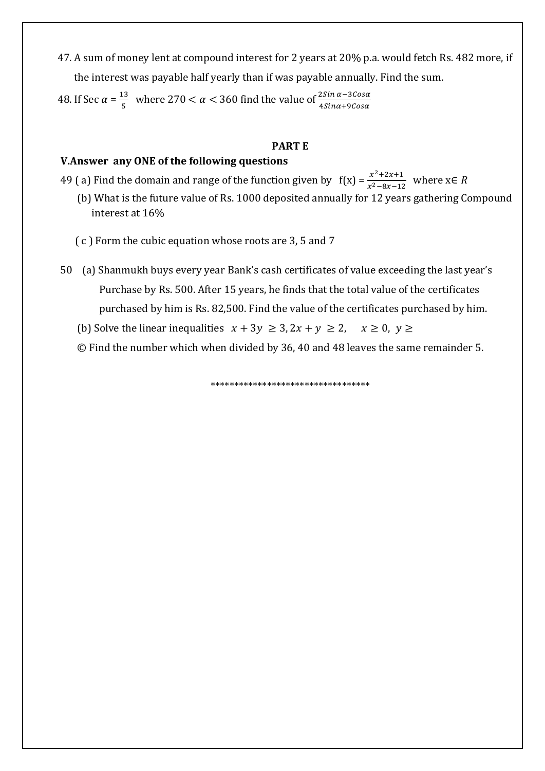47. A sum of money lent at compound interest for 2 years at 20% p.a. would fetch Rs. 482 more, if the interest was payable half yearly than if was payable annually. Find the sum.

48. If Sec $\alpha = \frac{13}{5}$ where $270 < \alpha < 360$ find the value of $\frac{2Sin\,\alpha - 3Cos\alpha}{4Sin\alpha + 9Cos\alpha}$

**PART E**

**V.Answer any ONE of the following questions**

49 ( a) Find the domain and range of the function given by $f(x) = \frac{x^2+2x+1}{x^2-8x-12}$ where x$\in R$

(b) What is the future value of Rs. 1000 deposited annually for 12 years gathering Compound interest at 16%

( c ) Form the cubic equation whose roots are 3, 5 and 7

50 (a) Shanmukh buys every year Bank's cash certificates of value exceeding the last year's Purchase by Rs. 500. After 15 years, he finds that the total value of the certificates purchased by him is Rs. 82,500. Find the value of the certificates purchased by him.

(b) Solve the linear inequalities $x + 3y \geq 3, 2x + y \geq 2, \quad x \geq 0, \; y \geq$

© Find the number which when divided by 36, 40 and 48 leaves the same remainder 5.

**********************************